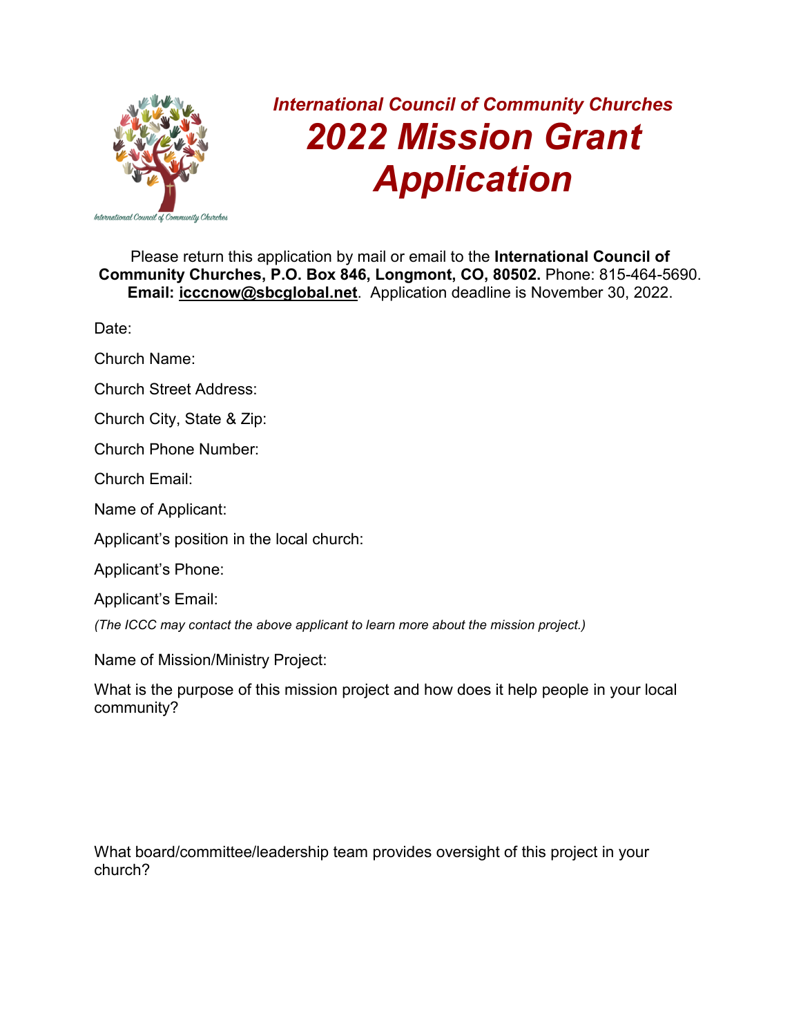*International Council of Community Churches*

# *2022 Mission Grant Application*

Please return this application by mail or email to the **International Council of Community Churches, P.O. Box 846, Longmont, CO, 80502.** Phone: 815-464-5690. **Email: icccnow@sbcglobal.net**. Application deadline is November 30, 2022.

Date:

Church Name:

Church Street Address:

Church City, State & Zip:

Church Phone Number:

Church Email:

Name of Applicant:

Applicant's position in the local church:

Applicant's Phone:

Applicant's Email:

*(The ICCC may contact the above applicant to learn more about the mission project.)*

Name of Mission/Ministry Project:

What is the purpose of this mission project and how does it help people in your local community?

What board/committee/leadership team provides oversight of this project in your church?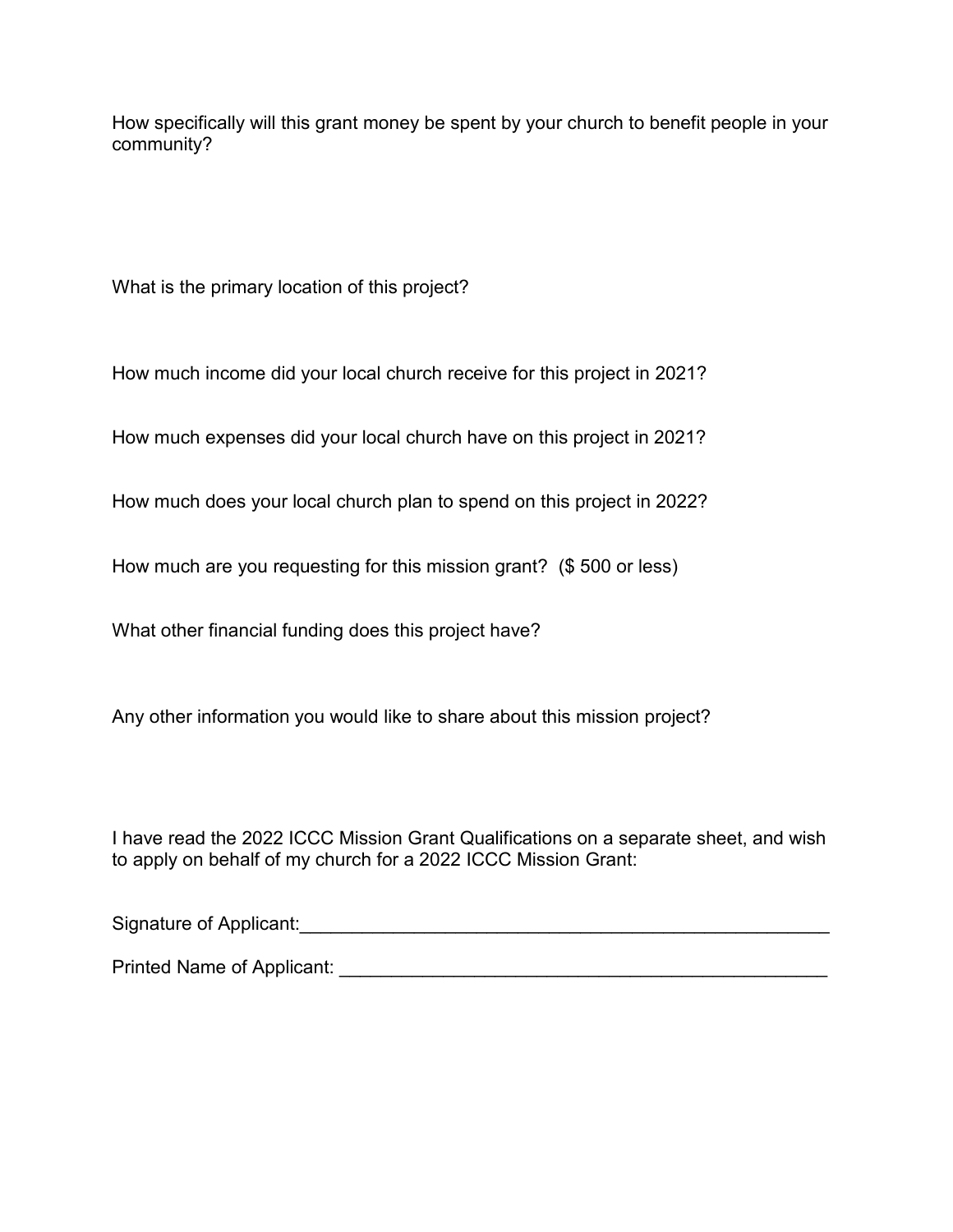How specifically will this grant money be spent by your church to benefit people in your community?

What is the primary location of this project?

How much income did your local church receive for this project in 2021?

How much expenses did your local church have on this project in 2021?

How much does your local church plan to spend on this project in 2022?

How much are you requesting for this mission grant? ($ 500 or less)

What other financial funding does this project have?

Any other information you would like to share about this mission project?

I have read the 2022 ICCC Mission Grant Qualifications on a separate sheet, and wish to apply on behalf of my church for a 2022 ICCC Mission Grant:

Signature of Applicant:_____________________________________________________

Printed Name of Applicant: _________________________________________________